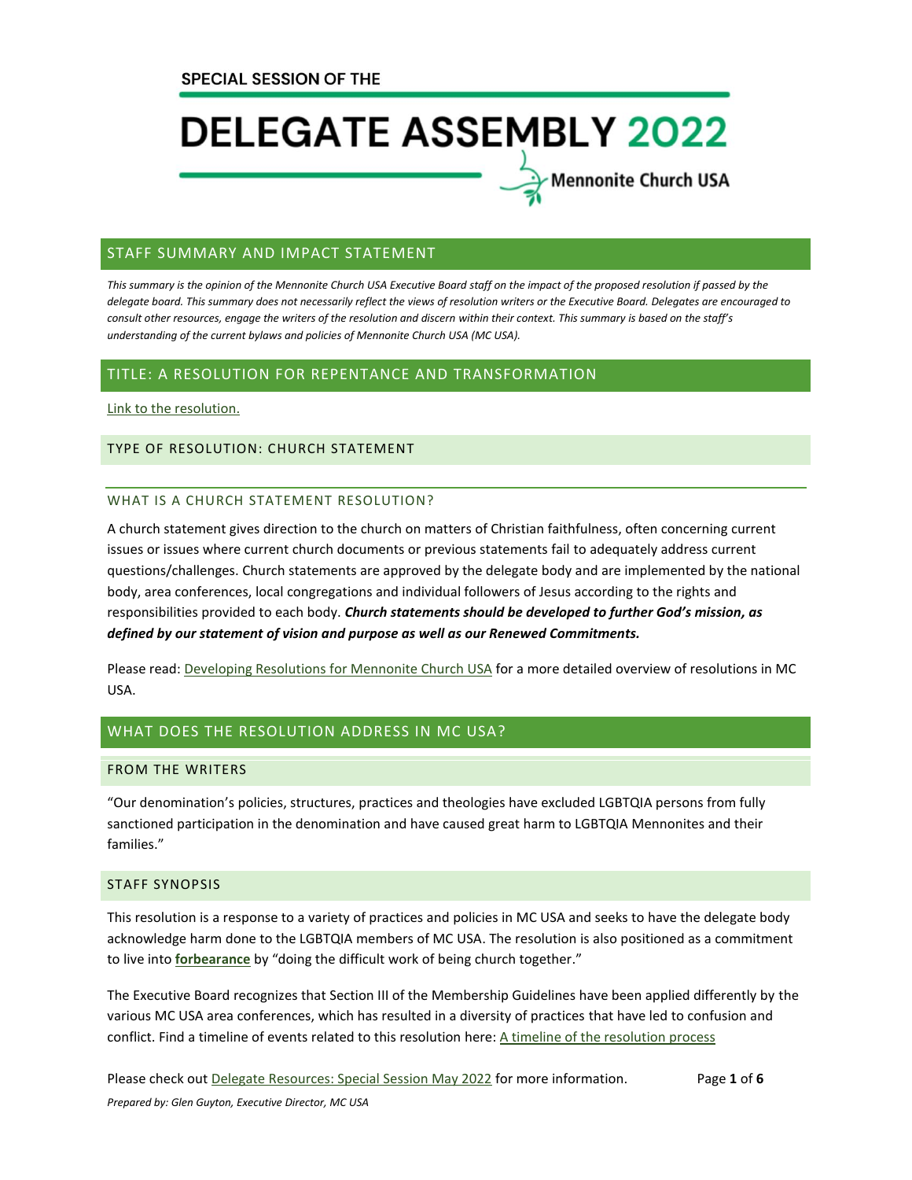SPECIAL SESSION OF THE

# DELEGATE ASSEMBLY 2022

Mennonite Church USA

## STAFF SUMMARY AND IMPACT STATEMENT

*This summary is the opinion of the Mennonite Church USA Executive Board staff on the impact of the proposed resolution if passed by the delegate board. This summary does not necessarily reflect the views of resolution writers or the Executive Board. Delegates are encouraged to consult other resources, engage the writers of the resolution and discern within their context. This summary is based on the staff's understanding of the current bylaws and policies of Mennonite Church USA (MC USA).*

## TITLE: A RESOLUTION FOR REPENTANCE AND TRANSFORMATION

Link to the resolution.

### TYPE OF RESOLUTION: CHURCH STATEMENT

#### WHAT IS A CHURCH STATEMENT RESOLUTION?

A church statement gives direction to the church on matters of Christian faithfulness, often concerning current issues or issues where current church documents or previous statements fail to adequately address current questions/challenges. Church statements are approved by the delegate body and are implemented by the national body, area conferences, local congregations and individual followers of Jesus according to the rights and responsibilities provided to each body. ***Church statements should be developed to further God's mission, as defined by our statement of vision and purpose as well as our Renewed Commitments.***

Please read: Developing Resolutions for Mennonite Church USA for a more detailed overview of resolutions in MC USA.

## WHAT DOES THE RESOLUTION ADDRESS IN MC USA?

### FROM THE WRITERS

"Our denomination's policies, structures, practices and theologies have excluded LGBTQIA persons from fully sanctioned participation in the denomination and have caused great harm to LGBTQIA Mennonites and their families."

### STAFF SYNOPSIS

This resolution is a response to a variety of practices and policies in MC USA and seeks to have the delegate body acknowledge harm done to the LGBTQIA members of MC USA. The resolution is also positioned as a commitment to live into **forbearance** by "doing the difficult work of being church together."

The Executive Board recognizes that Section III of the Membership Guidelines have been applied differently by the various MC USA area conferences, which has resulted in a diversity of practices that have led to confusion and conflict. Find a timeline of events related to this resolution here: A timeline of the resolution process

Please check out Delegate Resources: Special Session May 2022 for more information.

*Prepared by: Glen Guyton, Executive Director, MC USA*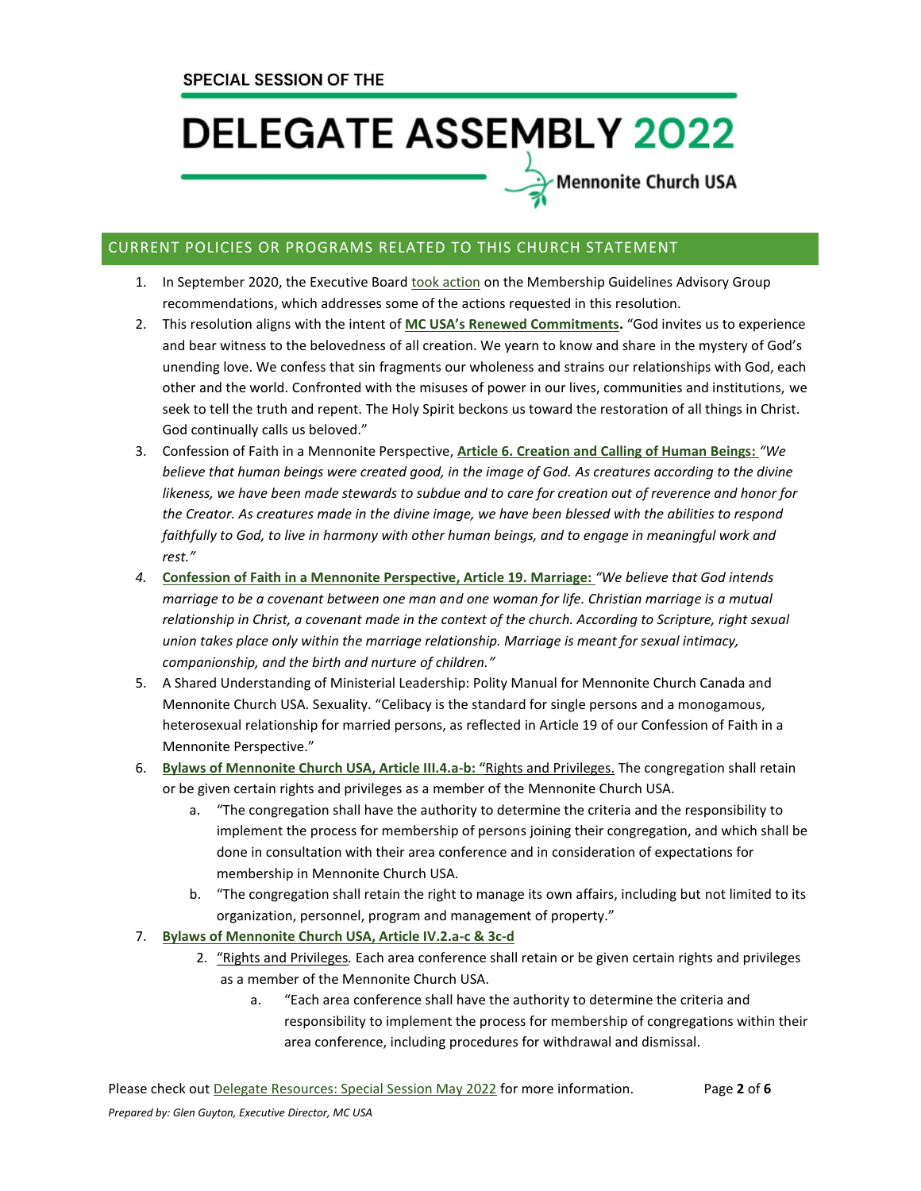## CURRENT POLICIES OR PROGRAMS RELATED TO THIS CHURCH STATEMENT

1. In September 2020, the Executive Board took action on the Membership Guidelines Advisory Group recommendations, which addresses some of the actions requested in this resolution.
2. This resolution aligns with the intent of **MC USA's Renewed Commitments.** "God invites us to experience and bear witness to the belovedness of all creation. We yearn to know and share in the mystery of God's unending love. We confess that sin fragments our wholeness and strains our relationships with God, each other and the world. Confronted with the misuses of power in our lives, communities and institutions, we seek to tell the truth and repent. The Holy Spirit beckons us toward the restoration of all things in Christ. God continually calls us beloved."
3. Confession of Faith in a Mennonite Perspective, **Article 6. Creation and Calling of Human Beings:** *"We believe that human beings were created good, in the image of God. As creatures according to the divine likeness, we have been made stewards to subdue and to care for creation out of reverence and honor for the Creator. As creatures made in the divine image, we have been blessed with the abilities to respond faithfully to God, to live in harmony with other human beings, and to engage in meaningful work and rest."*
4. **Confession of Faith in a Mennonite Perspective, Article 19. Marriage:** *"We believe that God intends marriage to be a covenant between one man and one woman for life. Christian marriage is a mutual relationship in Christ, a covenant made in the context of the church. According to Scripture, right sexual union takes place only within the marriage relationship. Marriage is meant for sexual intimacy, companionship, and the birth and nurture of children."*
5. A Shared Understanding of Ministerial Leadership: Polity Manual for Mennonite Church Canada and Mennonite Church USA. Sexuality. "Celibacy is the standard for single persons and a monogamous, heterosexual relationship for married persons, as reflected in Article 19 of our Confession of Faith in a Mennonite Perspective."
6. **Bylaws of Mennonite Church USA, Article III.4.a-b: "**Rights and Privileges. The congregation shall retain or be given certain rights and privileges as a member of the Mennonite Church USA.
   a. "The congregation shall have the authority to determine the criteria and the responsibility to implement the process for membership of persons joining their congregation, and which shall be done in consultation with their area conference and in consideration of expectations for membership in Mennonite Church USA.
   b. "The congregation shall retain the right to manage its own affairs, including but not limited to its organization, personnel, program and management of property."
7. **Bylaws of Mennonite Church USA, Article IV.2.a-c & 3c-d**
   2. "Rights and Privileges*.* Each conference shall retain or be given certain rights and privileges as a member of the Mennonite Church USA.
      a. "Each area conference shall have the authority to determine the criteria and responsibility to implement the process for membership of congregations within their area conference, including procedures for withdrawal and dismissal.

Please check out Delegate Resources: Special Session May 2022 for more information.

*Prepared by: Glen Guyton, Executive Director, MC USA*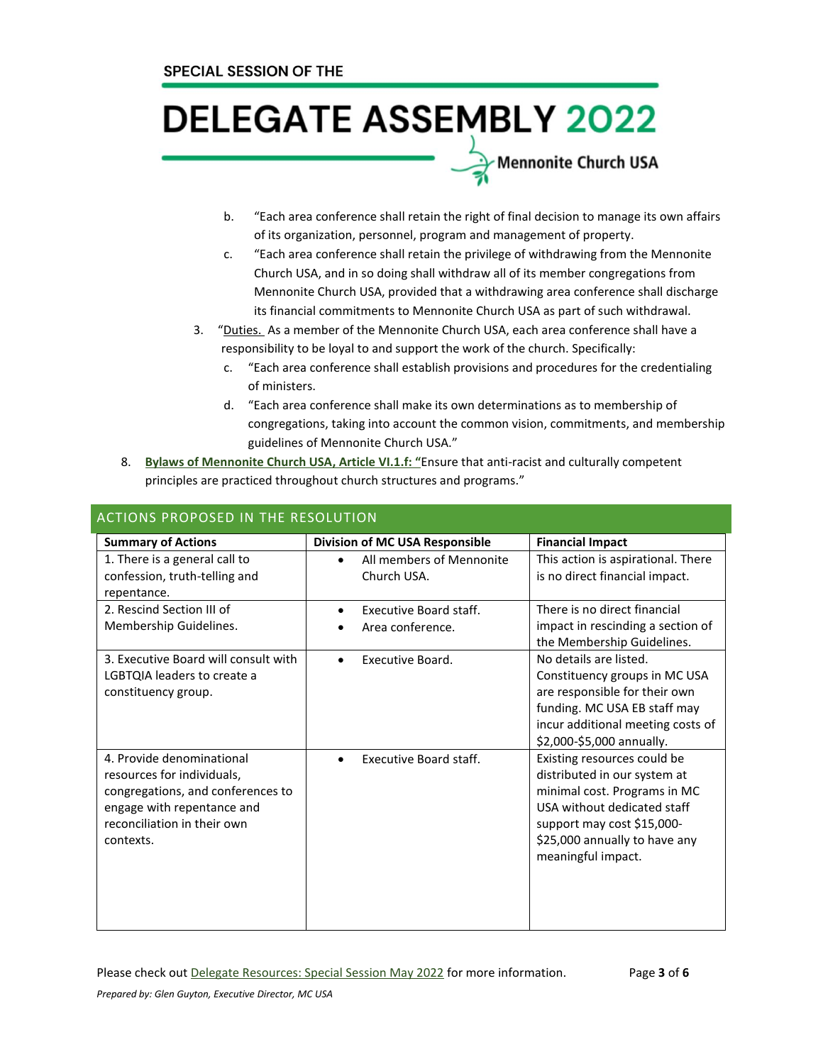b. "Each area conference shall retain the right of final decision to manage its own affairs of its organization, personnel, program and management of property.
   c. "Each area conference shall retain the privilege of withdrawing from the Mennonite Church USA, and in so doing shall withdraw all of its member congregations from Mennonite Church USA, provided that a withdrawing area conference shall discharge its financial commitments to Mennonite Church USA as part of such withdrawal.
3. "Duties. As a member of the Mennonite Church USA, each area conference shall have a responsibility to be loyal to and support the work of the church. Specifically:
   c. "Each area conference shall establish provisions and procedures for the credentialing of ministers.
   d. "Each area conference shall make its own determinations as to membership of congregations, taking into account the common vision, commitments, and membership guidelines of Mennonite Church USA."

8. **Bylaws of Mennonite Church USA, Article VI.1.f: "**Ensure that anti-racist and culturally competent principles are practiced throughout church structures and programs."

## ACTIONS PROPOSED IN THE RESOLUTION

| Summary of Actions | Division of MC USA Responsible | Financial Impact |
| --- | --- | --- |
| 1. There is a general call to confession, truth-telling and repentance. | • All members of Mennonite Church USA. | This action is aspirational. There is no direct financial impact. |
| 2. Rescind Section III of Membership Guidelines. | • Executive Board staff. <br> • Area conference. | There is no direct financial impact in rescinding a section of the Membership Guidelines. |
| 3. Executive Board will consult with LGBTQIA leaders to create a constituency group. | • Executive Board. | No details are listed. Constituency groups in MC USA are responsible for their own funding. MC USA EB staff may incur additional meeting costs of \$2,000-\$5,000 annually. |
| 4. Provide denominational resources for individuals, congregations, and conferences to engage with repentance and reconciliation in their own contexts. | • Executive Board staff. | Existing resources could be distributed in our system at minimal cost. Programs in MC USA without dedicated staff support may cost \$15,000-\$25,000 annually to have any meaningful impact. |

Please check out Delegate Resources: Special Session May 2022 for more information.

*Prepared by: Glen Guyton, Executive Director, MC USA*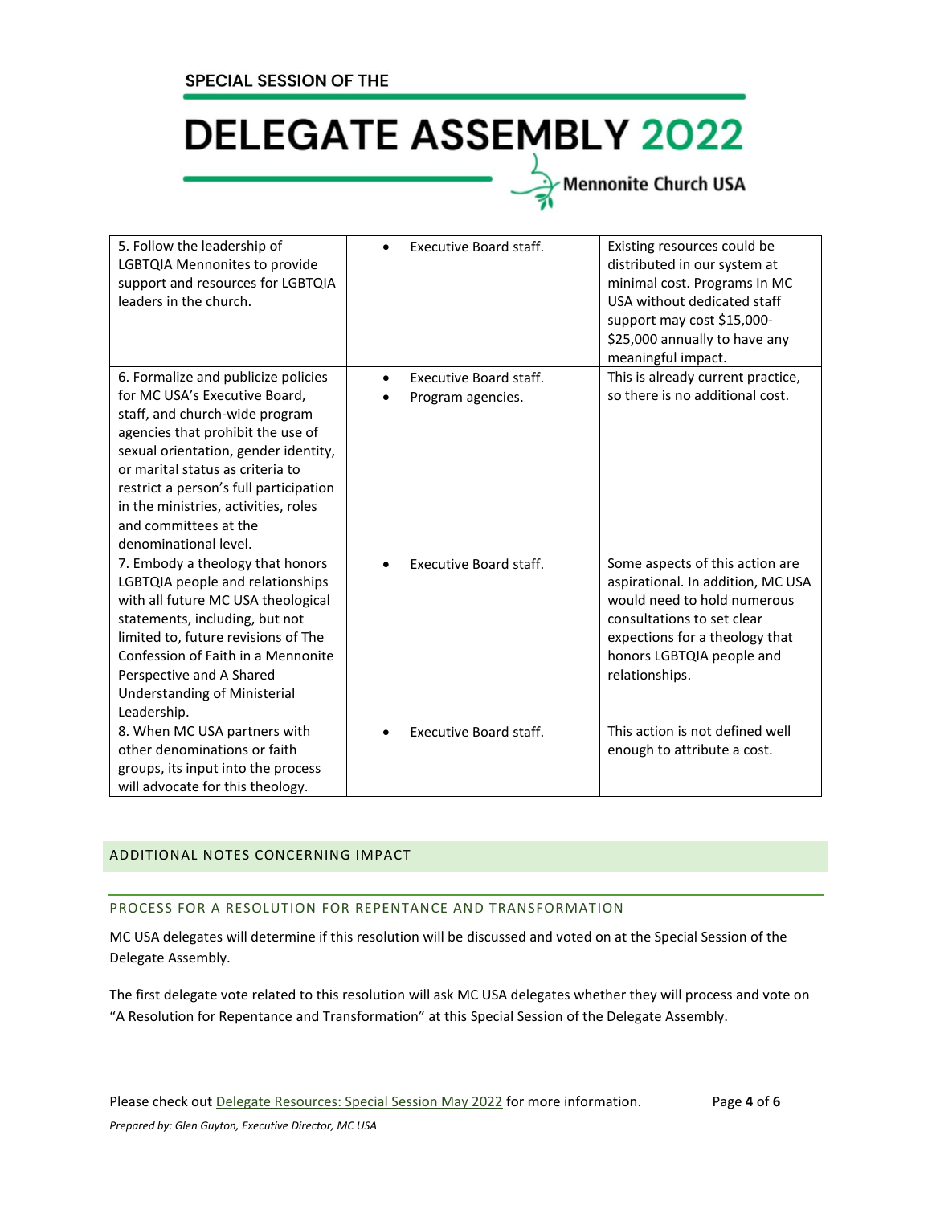| | | |
|---|---|---|
| 5. Follow the leadership of LGBTQIA Mennonites to provide support and resources for LGBTQIA leaders in the church. | • Executive Board staff. | Existing resources could be distributed in our system at minimal cost. Programs In MC USA without dedicated staff support may cost $15,000-$25,000 annually to have any meaningful impact. |
| 6. Formalize and publicize policies for MC USA's Executive Board, staff, and church-wide program agencies that prohibit the use of sexual orientation, gender identity, or marital status as criteria to restrict a person's full participation in the ministries, activities, roles and committees at the denominational level. | • Executive Board staff.<br>• Program agencies. | This is already current practice, so there is no additional cost. |
| 7. Embody a theology that honors LGBTQIA people and relationships with all future MC USA theological statements, including, but not limited to, future revisions of The Confession of Faith in a Mennonite Perspective and A Shared Understanding of Ministerial Leadership. | • Executive Board staff. | Some aspects of this action are aspirational. In addition, MC USA would need to hold numerous consultations to set clear expections for a theology that honors LGBTQIA people and relationships. |
| 8. When MC USA partners with other denominations or faith groups, its input into the process will advocate for this theology. | • Executive Board staff. | This action is not defined well enough to attribute a cost. |

## ADDITIONAL NOTES CONCERNING IMPACT

### PROCESS FOR A RESOLUTION FOR REPENTANCE AND TRANSFORMATION

MC USA delegates will determine if this resolution will be discussed and voted on at the Special Session of the Delegate Assembly.

The first delegate vote related to this resolution will ask MC USA delegates whether they will process and vote on "A Resolution for Repentance and Transformation" at this Special Session of the Delegate Assembly.

Please check out Delegate Resources: Special Session May 2022 for more information.

*Prepared by: Glen Guyton, Executive Director, MC USA*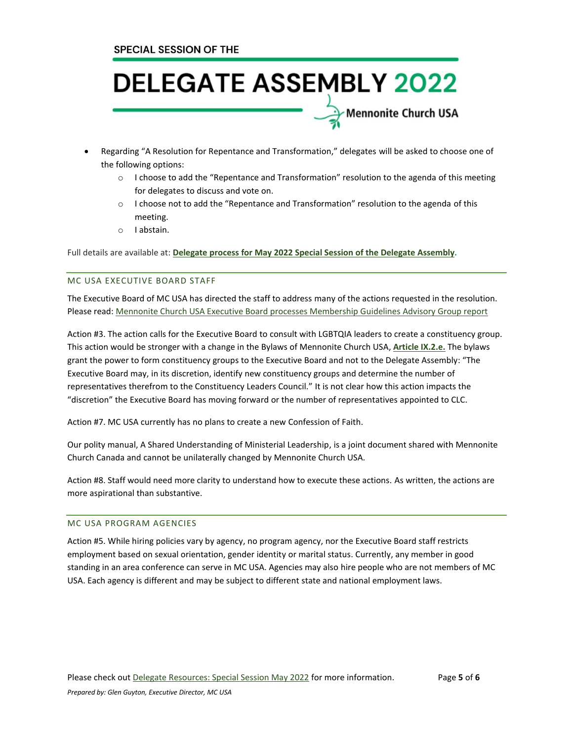- Regarding “A Resolution for Repentance and Transformation,” delegates will be asked to choose one of the following options:
  - I choose to add the “Repentance and Transformation” resolution to the agenda of this meeting for delegates to discuss and vote on.
  - I choose not to add the “Repentance and Transformation” resolution to the agenda of this meeting.
  - I abstain.

Full details are available at: **Delegate process for May 2022 Special Session of the Delegate Assembly.**

## MC USA EXECUTIVE BOARD STAFF

The Executive Board of MC USA has directed the staff to address many of the actions requested in the resolution. Please read: Mennonite Church USA Executive Board processes Membership Guidelines Advisory Group report

Action #3. The action calls for the Executive Board to consult with LGBTQIA leaders to create a constituency group. This action would be stronger with a change in the Bylaws of Mennonite Church USA, **Article IX.2.e.** The bylaws grant the power to form constituency groups to the Executive Board and not to the Delegate Assembly: “The Executive Board may, in its discretion, identify new constituency groups and determine the number of representatives therefrom to the Constituency Leaders Council.” It is not clear how this action impacts the “discretion” the Executive Board has moving forward or the number of representatives appointed to CLC.

Action #7. MC USA currently has no plans to create a new Confession of Faith.

Our polity manual, A Shared Understanding of Ministerial Leadership, is a joint document shared with Mennonite Church Canada and cannot be unilaterally changed by Mennonite Church USA.

Action #8. Staff would need more clarity to understand how to execute these actions. As written, the actions are more aspirational than substantive.

## MC USA PROGRAM AGENCIES

Action #5. While hiring policies vary by agency, no program agency, nor the Executive Board staff restricts employment based on sexual orientation, gender identity or marital status. Currently, any member in good standing in an area conference can serve in MC USA. Agencies may also hire people who are not members of MC USA. Each agency is different and may be subject to different state and national employment laws.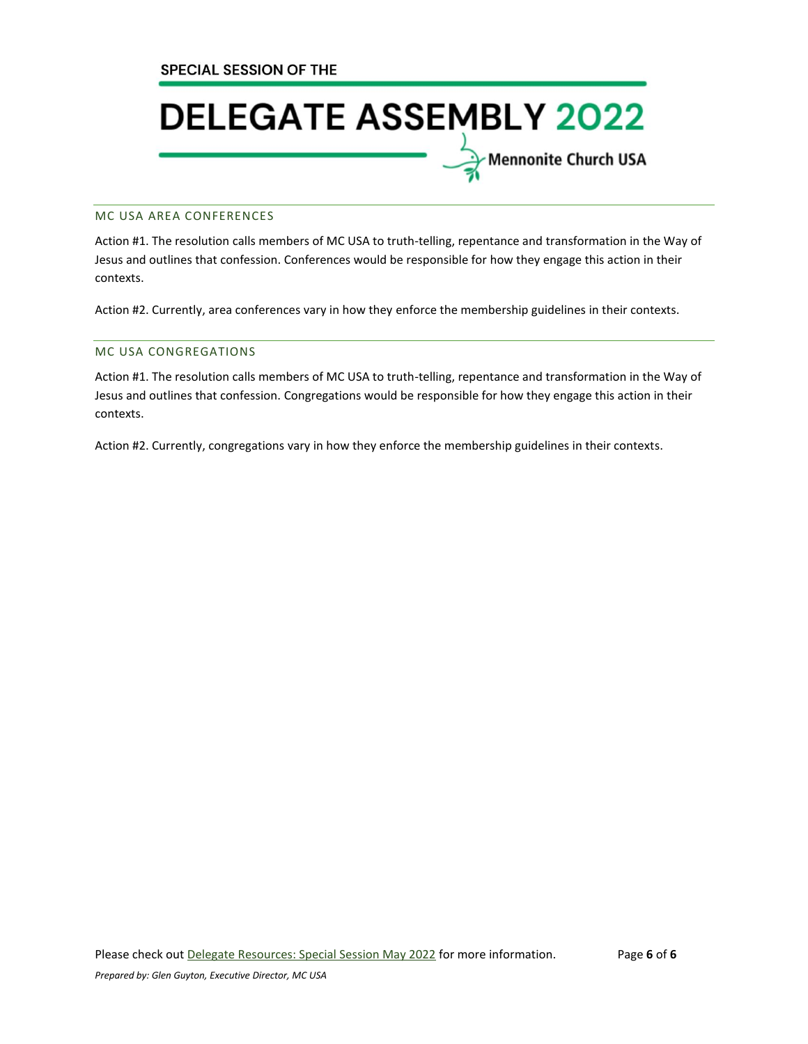## MC USA AREA CONFERENCES

Action #1. The resolution calls members of MC USA to truth-telling, repentance and transformation in the Way of Jesus and outlines that confession. Conferences would be responsible for how they engage this action in their contexts.

Action #2. Currently, area conferences vary in how they enforce the membership guidelines in their contexts.

## MC USA CONGREGATIONS

Action #1. The resolution calls members of MC USA to truth-telling, repentance and transformation in the Way of Jesus and outlines that confession. Congregations would be responsible for how they engage this action in their contexts.

Action #2. Currently, congregations vary in how they enforce the membership guidelines in their contexts.

Please check out Delegate Resources: Special Session May 2022 for more information.

*Prepared by: Glen Guyton, Executive Director, MC USA*